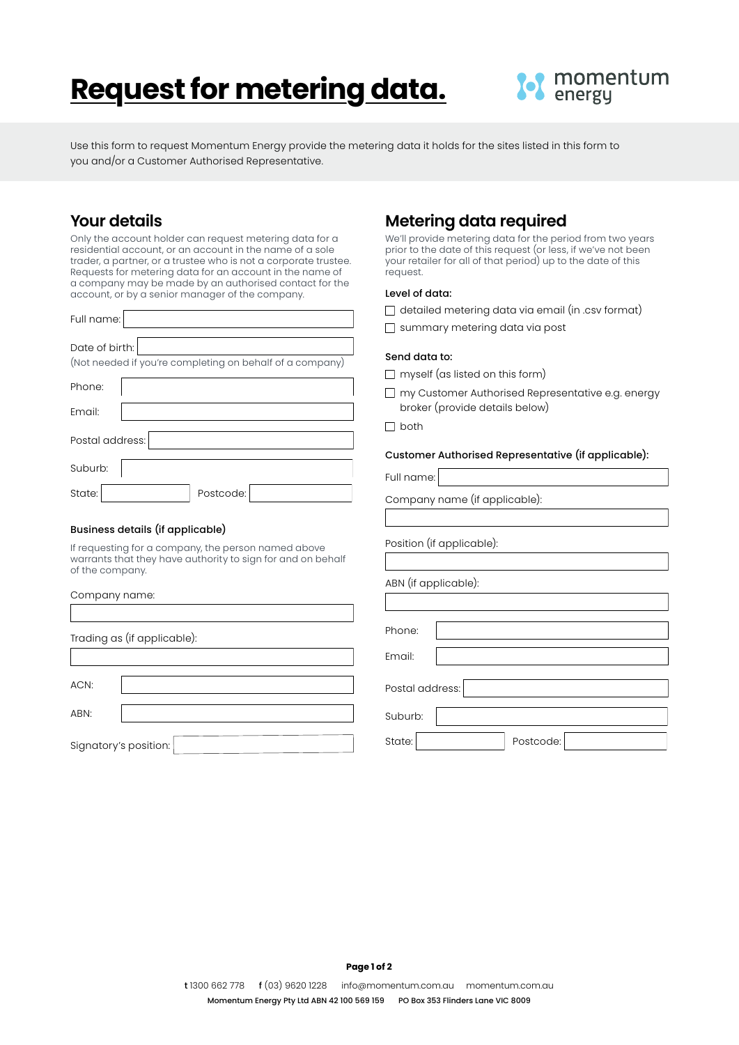# Request for metering data.

Use this form to request Momentum Energy provide the metering data it holds for the sites listed in this form to you and/or a Customer Authorised Representative.

## Your details

Only the account holder can request metering data for a residential account, or an account in the name of a sole trader, a partner, or a trustee who is not a corporate trustee. Requests for metering data for an account in the name of a company may be made by an authorised contact for the account, or by a senior manager of the company.

Full name:

Date of birth:
(Not needed if you're completing on behalf of a company)

Phone:

Email:

Postal address:

Suburb:

State: Postcode:

### Business details (if applicable)

If requesting for a company, the person named above warrants that they have authority to sign for and on behalf of the company.

Company name:

Trading as (if applicable):

ACN:

ABN:

Signatory's position:

## Metering data required

We'll provide metering data for the period from two years prior to the date of this request (or less, if we've not been your retailer for all of that period) up to the date of this request.

**Level of data:**

- ☐ detailed metering data via email (in .csv format)
- ☐ summary metering data via post

**Send data to:**

- ☐ myself (as listed on this form)
- ☐ my Customer Authorised Representative e.g. energy broker (provide details below)
- ☐ both

**Customer Authorised Representative (if applicable):**

Full name:

Company name (if applicable):

Position (if applicable):

ABN (if applicable):

Phone:

Email:

Postal address:

Suburb:

State: Postcode:

**t** 1300 662 778 **f** (03) 9620 1228 info@momentum.com.au momentum.com.au
Momentum Energy Pty Ltd ABN 42 100 569 159 PO Box 353 Flinders Lane VIC 8009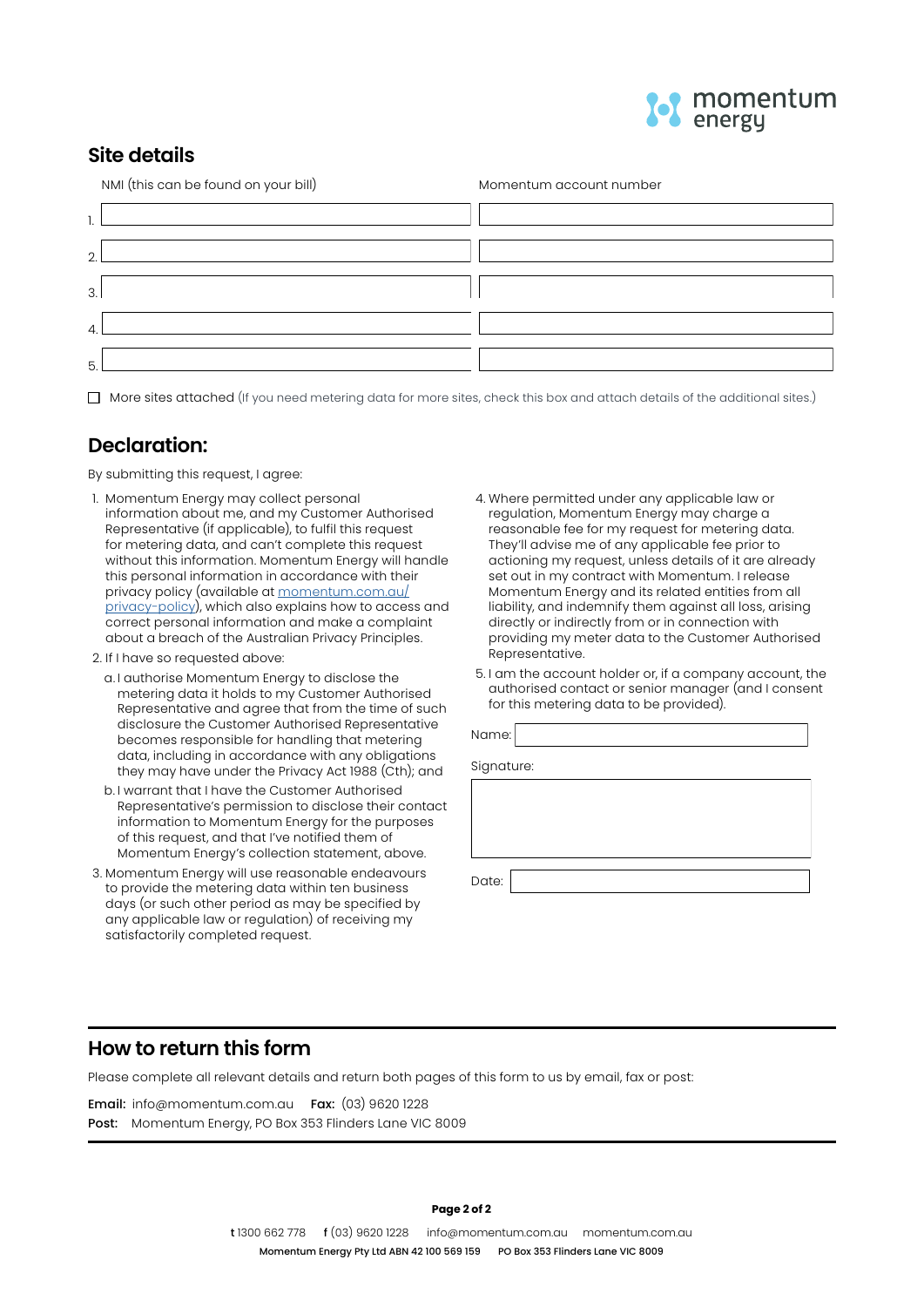## Site details

| | NMI (this can be found on your bill) | Momentum account number |
|---|---|---|
| 1. | | |
| 2. | | |
| 3. | | |
| 4. | | |
| 5. | | |

☐ More sites attached (If you need metering data for more sites, check this box and attach details of the additional sites.)

## Declaration:

By submitting this request, I agree:

1. Momentum Energy may collect personal information about me, and my Customer Authorised Representative (if applicable), to fulfil this request for metering data, and can't complete this request without this information. Momentum Energy will handle this personal information in accordance with their privacy policy (available at [momentum.com.au/privacy-policy](momentum.com.au/privacy-policy)), which also explains how to access and correct personal information and make a complaint about a breach of the Australian Privacy Principles.
2. If I have so requested above:
   a. I authorise Momentum Energy to disclose the metering data it holds to my Customer Authorised Representative and agree that from the time of such disclosure the Customer Authorised Representative becomes responsible for handling that metering data, including in accordance with any obligations they may have under the Privacy Act 1988 (Cth); and
   b. I warrant that I have the Customer Authorised Representative's permission to disclose their contact information to Momentum Energy for the purposes of this request, and that I've notified them of Momentum Energy's collection statement, above.
3. Momentum Energy will use reasonable endeavours to provide the metering data within ten business days (or such other period as may be specified by any applicable law or regulation) of receiving my satisfactorily completed request.
4. Where permitted under any applicable law or regulation, Momentum Energy may charge a reasonable fee for my request for metering data. They'll advise me of any applicable fee prior to actioning my request, unless details of it are already set out in my contract with Momentum. I release Momentum Energy and its related entities from all liability, and indemnify them against all loss, arising directly or indirectly from or in connection with providing my meter data to the Customer Authorised Representative.
5. I am the account holder or, if a company account, the authorised contact or senior manager (and I consent for this metering data to be provided).

Name:

Signature:

Date:

## How to return this form

Please complete all relevant details and return both pages of this form to us by email, fax or post:

**Email:** info@momentum.com.au **Fax:** (03) 9620 1228

**Post:** Momentum Energy, PO Box 353 Flinders Lane VIC 8009